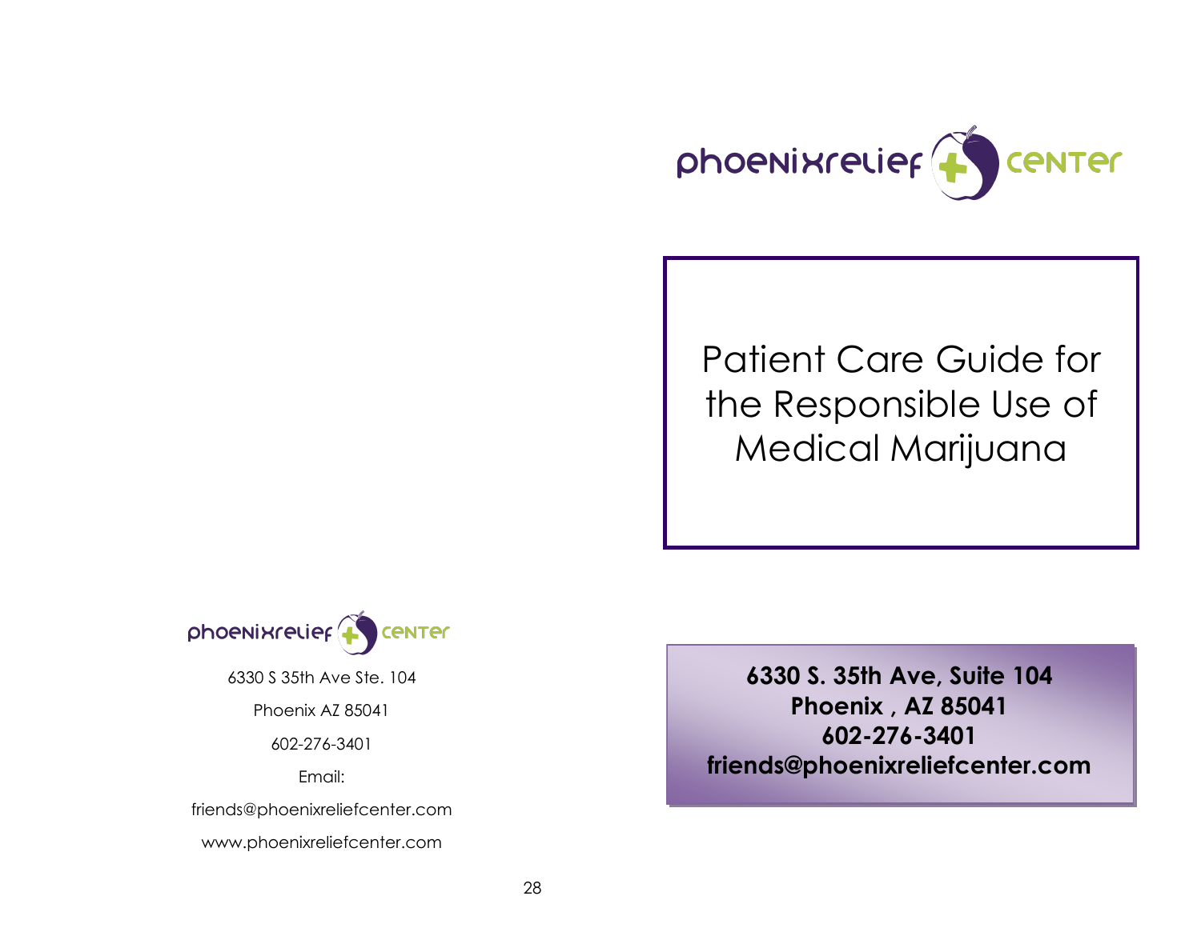phoenixrelief center

6330 S 35th Ave Ste. 104

Phoenix AZ 85041

602-276-3401

Email:

friends@phoenixreliefcenter.com

www.phoenixreliefcenter.com

phoenixrelief center

# Patient Care Guide for the Responsible Use of Medical Marijuana

**6330 S. 35th Ave, Suite 104**
**Phoenix , AZ 85041**
**602-276-3401**
**friends@phoenixreliefcenter.com**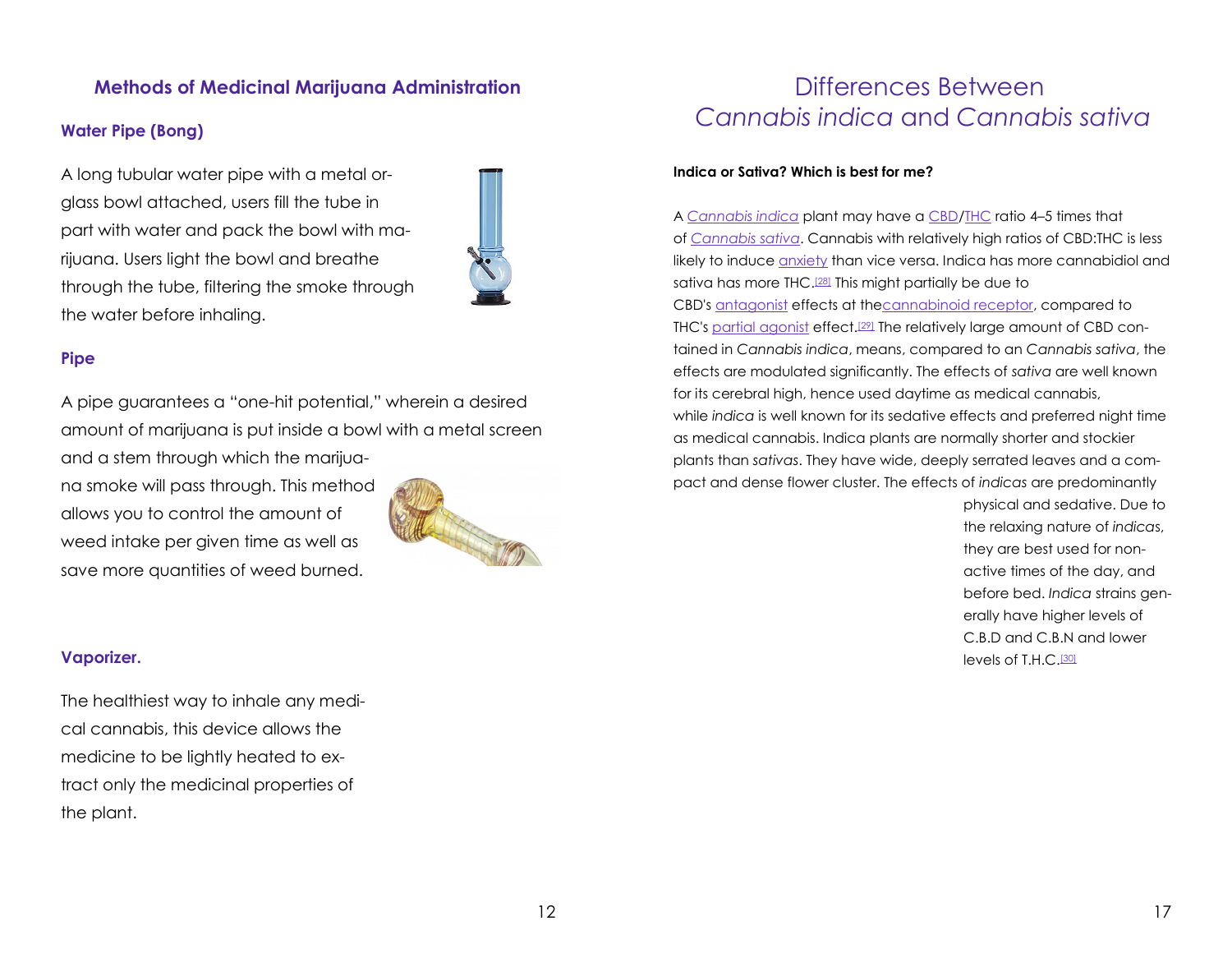## Methods of Medicinal Marijuana Administration

### Water Pipe (Bong)

A long tubular water pipe with a metal or-glass bowl attached, users fill the tube in part with water and pack the bowl with marijuana. Users light the bowl and breathe through the tube, filtering the smoke through the water before inhaling.

### Pipe

A pipe guarantees a "one-hit potential," wherein a desired amount of marijuana is put inside a bowl with a metal screen and a stem through which the marijuana smoke will pass through. This method allows you to control the amount of weed intake per given time as well as save more quantities of weed burned.

### Vaporizer.

The healthiest way to inhale any medical cannabis, this device allows the medicine to be lightly heated to extract only the medicinal properties of the plant.

# Differences Between *Cannabis indica* and *Cannabis sativa*

**Indica or Sativa? Which is best for me?**

A *Cannabis indica* plant may have a CBD/THC ratio 4–5 times that of *Cannabis sativa*. Cannabis with relatively high ratios of CBD:THC is less likely to induce anxiety than vice versa. Indica has more cannabidiol and sativa has more THC.[28] This might partially be due to CBD's antagonist effects at thecannabinoid receptor, compared to THC's partial agonist effect.[29] The relatively large amount of CBD contained in *Cannabis indica*, means, compared to an *Cannabis sativa*, the effects are modulated significantly. The effects of *sativa* are well known for its cerebral high, hence used daytime as medical cannabis, while *indica* is well known for its sedative effects and preferred night time as medical cannabis. Indica plants are normally shorter and stockier plants than *sativas*. They have wide, deeply serrated leaves and a compact and dense flower cluster. The effects of *indicas* are predominantly physical and sedative. Due to the relaxing nature of *indicas*, they are best used for non-active times of the day, and before bed. *Indica* strains generally have higher levels of C.B.D and C.B.N and lower levels of T.H.C.[30]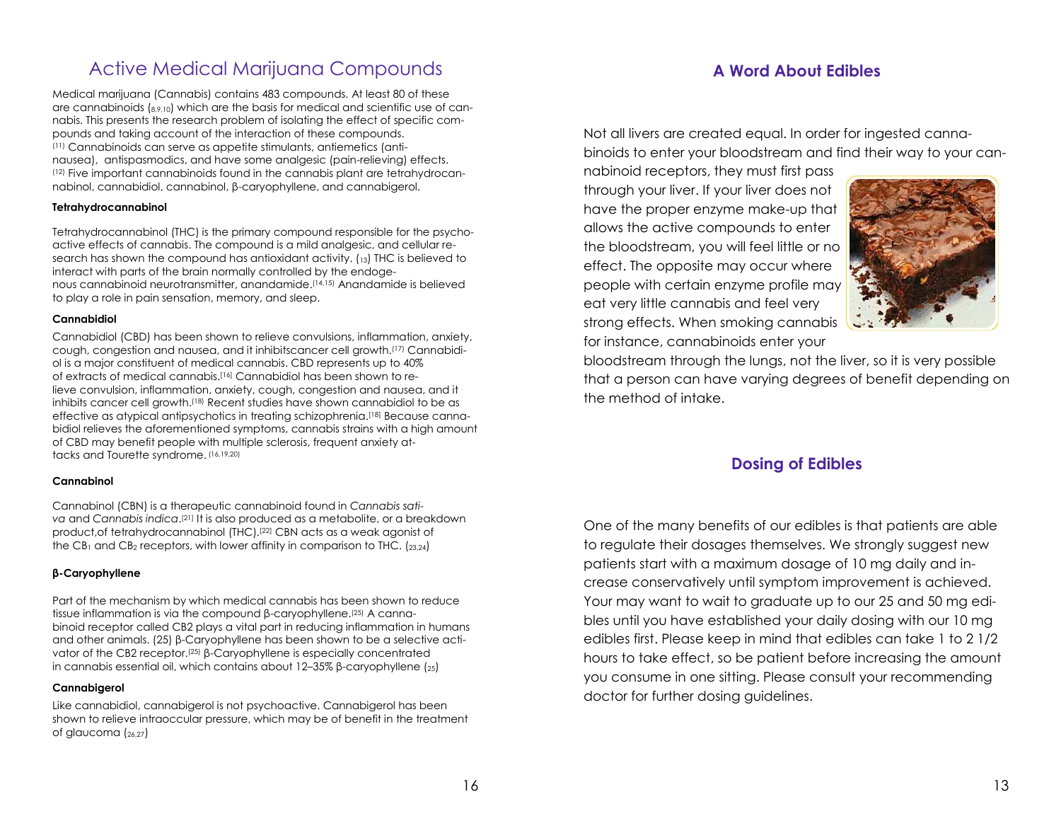# Active Medical Marijuana Compounds

Medical marijuana (Cannabis) contains 483 compounds. At least 80 of these are cannabinoids (8,9,10) which are the basis for medical and scientific use of cannabis. This presents the research problem of isolating the effect of specific compounds and taking account of the interaction of these compounds. [11] Cannabinoids can serve as appetite stimulants, antiemetics (antinausea), antispasmodics, and have some analgesic (pain-relieving) effects. [12] Five important cannabinoids found in the cannabis plant are tetrahydrocannabinol, cannabidiol, cannabinol, β-caryophyllene, and cannabigerol.

### Tetrahydrocannabinol

Tetrahydrocannabinol (THC) is the primary compound responsible for the psychoactive effects of cannabis. The compound is a mild analgesic, and cellular research has shown the compound has antioxidant activity. (13) THC is believed to interact with parts of the brain normally controlled by the endogenous cannabinoid neurotransmitter, anandamide.[14,15] Anandamide is believed to play a role in pain sensation, memory, and sleep.

### Cannabidiol

Cannabidiol (CBD) has been shown to relieve convulsions, inflammation, anxiety, cough, congestion and nausea, and it inhibitscancer cell growth.[17] Cannabidiol is a major constituent of medical cannabis. CBD represents up to 40% of extracts of medical cannabis.[16] Cannabidiol has been shown to relieve convulsion, inflammation, anxiety, cough, congestion and nausea, and it inhibits cancer cell growth.[18] Recent studies have shown cannabidiol to be as effective as atypical antipsychotics in treating schizophrenia.[18] Because cannabidiol relieves the aforementioned symptoms, cannabis strains with a high amount of CBD may benefit people with multiple sclerosis, frequent anxiety attacks and Tourette syndrome. [16,19,20]

### Cannabinol

Cannabinol (CBN) is a therapeutic cannabinoid found in *Cannabis sativa* and *Cannabis indica*.[21] It is also produced as a metabolite, or a breakdown product,of tetrahydrocannabinol (THC).[22] CBN acts as a weak agonist of the $CB_1$ and $CB_2$ receptors, with lower affinity in comparison to THC. (23,24)

### β-Caryophyllene

Part of the mechanism by which medical cannabis has been shown to reduce tissue inflammation is via the compound β-caryophyllene.[25] A cannabinoid receptor called CB2 plays a vital part in reducing inflammation in humans and other animals. (25) β-Caryophyllene has been shown to be a selective activator of the CB2 receptor.[25] β-Caryophyllene is especially concentrated in cannabis essential oil, which contains about 12–35% β-caryophyllene (25)

### Cannabigerol

Like cannabidiol, cannabigerol is not psychoactive. Cannabigerol has been shown to relieve intraoccular pressure, which may be of benefit in the treatment of glaucoma (26,27)

## A Word About Edibles

Not all livers are created equal. In order for ingested cannabinoids to enter your bloodstream and find their way to your cannabinoid receptors, they must first pass through your liver. If your liver does not have the proper enzyme make-up that allows the active compounds to enter the bloodstream, you will feel little or no effect. The opposite may occur where people with certain enzyme profile may eat very little cannabis and feel very strong effects. When smoking cannabis for instance, cannabinoids enter your bloodstream through the lungs, not the liver, so it is very possible that a person can have varying degrees of benefit depending on the method of intake.

## Dosing of Edibles

One of the many benefits of our edibles is that patients are able to regulate their dosages themselves. We strongly suggest new patients start with a maximum dosage of 10 mg daily and increase conservatively until symptom improvement is achieved. Your may want to wait to graduate up to our 25 and 50 mg edibles until you have established your daily dosing with our 10 mg edibles first. Please keep in mind that edibles can take 1 to 2 1/2 hours to take effect, so be patient before increasing the amount you consume in one sitting. Please consult your recommending doctor for further dosing guidelines.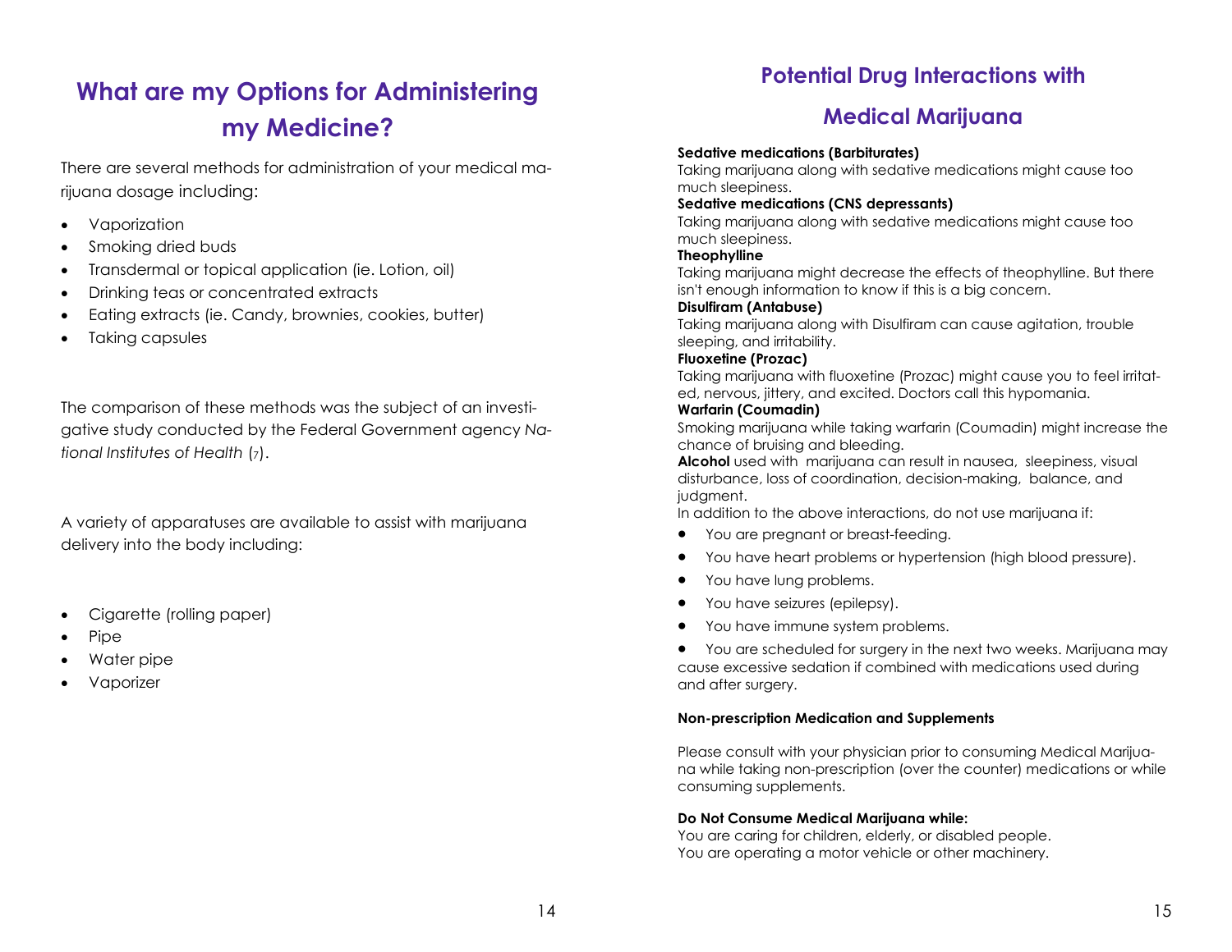# What are my Options for Administering my Medicine?

There are several methods for administration of your medical marijuana dosage including:

- Vaporization
- Smoking dried buds
- Transdermal or topical application (ie. Lotion, oil)
- Drinking teas or concentrated extracts
- Eating extracts (ie. Candy, brownies, cookies, butter)
- Taking capsules

The comparison of these methods was the subject of an investigative study conducted by the Federal Government agency *National Institutes of Health* (7).

A variety of apparatuses are available to assist with marijuana delivery into the body including:

- Cigarette (rolling paper)
- Pipe
- Water pipe
- Vaporizer

# Potential Drug Interactions with Medical Marijuana

**Sedative medications (Barbiturates)**
Taking marijuana along with sedative medications might cause too much sleepiness.

**Sedative medications (CNS depressants)**
Taking marijuana along with sedative medications might cause too much sleepiness.

**Theophylline**
Taking marijuana might decrease the effects of theophylline. But there isn't enough information to know if this is a big concern.

**Disulfiram (Antabuse)**
Taking marijuana along with Disulfiram can cause agitation, trouble sleeping, and irritability.

**Fluoxetine (Prozac)**
Taking marijuana with fluoxetine (Prozac) might cause you to feel irritated, nervous, jittery, and excited. Doctors call this hypomania.

**Warfarin (Coumadin)**
Smoking marijuana while taking warfarin (Coumadin) might increase the chance of bruising and bleeding.

**Alcohol** used with marijuana can result in nausea, sleepiness, visual disturbance, loss of coordination, decision-making, balance, and judgment.

In addition to the above interactions, do not use marijuana if:

- You are pregnant or breast-feeding.
- You have heart problems or hypertension (high blood pressure).
- You have lung problems.
- You have seizures (epilepsy).
- You have immune system problems.
- You are scheduled for surgery in the next two weeks. Marijuana may cause excessive sedation if combined with medications used during and after surgery.

**Non-prescription Medication and Supplements**

Please consult with your physician prior to consuming Medical Marijuana while taking non-prescription (over the counter) medications or while consuming supplements.

**Do Not Consume Medical Marijuana while:**
You are caring for children, elderly, or disabled people.
You are operating a motor vehicle or other machinery.